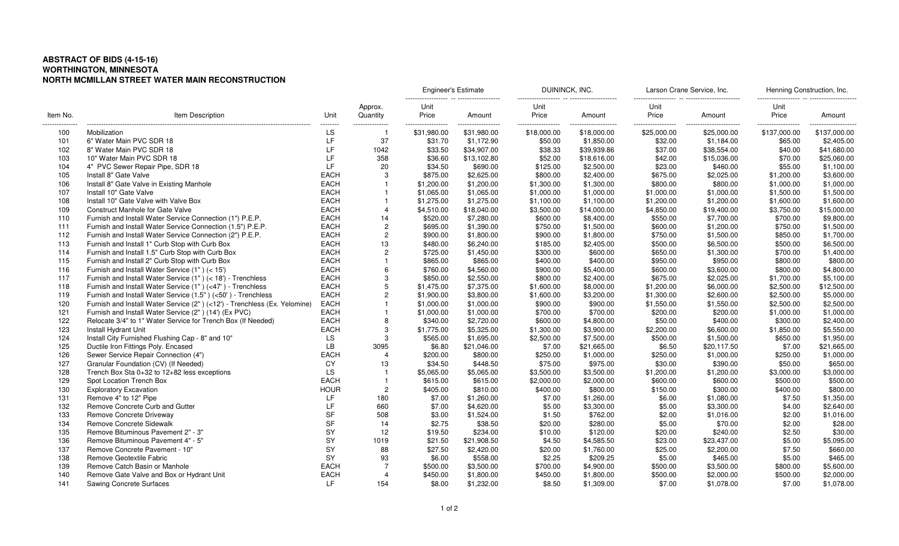**ABSTRACT OF BIDS (4-15-16)**
**WORTHINGTON, MINNESOTA**
**NORTH MCMILLAN STREET WATER MAIN RECONSTRUCTION**

| | | | | Engineer's Estimate | | DUININCK, INC. | | Larson Crane Service, Inc. | | Henning Construction, Inc. | |
|---|---|---|---|---|---|---|---|---|---|---|---|
| Item No. | Item Description | Unit | Approx. Quantity | Unit Price | Amount | Unit Price | Amount | Unit Price | Amount | Unit Price | Amount |
| 100 | Mobilization | LS | 1 | $31,980.00 | $31,980.00 | $18,000.00 | $18,000.00 | $25,000.00 | $25,000.00 | $137,000.00 | $137,000.00 |
| 101 | 6" Water Main PVC SDR 18 | LF | 37 | $31.70 | $1,172.90 | $50.00 | $1,850.00 | $32.00 | $1,184.00 | $65.00 | $2,405.00 |
| 102 | 8" Water Main PVC SDR 18 | LF | 1042 | $33.50 | $34,907.00 | $38.33 | $39,939.86 | $37.00 | $38,554.00 | $40.00 | $41,680.00 |
| 103 | 10" Water Main PVC SDR 18 | LF | 358 | $36.60 | $13,102.80 | $52.00 | $18,616.00 | $42.00 | $15,036.00 | $70.00 | $25,060.00 |
| 104 | 4" PVC Sewer Repair Pipe, SDR 18 | LF | 20 | $34.50 | $690.00 | $125.00 | $2,500.00 | $23.00 | $460.00 | $55.00 | $1,100.00 |
| 105 | Install 8" Gate Valve | EACH | 3 | $875.00 | $2,625.00 | $800.00 | $2,400.00 | $675.00 | $2,025.00 | $1,200.00 | $3,600.00 |
| 106 | Install 8" Gate Valve in Existing Manhole | EACH | 1 | $1,200.00 | $1,200.00 | $1,300.00 | $1,300.00 | $800.00 | $800.00 | $1,000.00 | $1,000.00 |
| 107 | Install 10" Gate Valve | EACH | 1 | $1,065.00 | $1,065.00 | $1,000.00 | $1,000.00 | $1,000.00 | $1,000.00 | $1,500.00 | $1,500.00 |
| 108 | Install 10" Gate Valve with Valve Box | EACH | 1 | $1,275.00 | $1,275.00 | $1,100.00 | $1,100.00 | $1,200.00 | $1,200.00 | $1,600.00 | $1,600.00 |
| 109 | Construct Manhole for Gate Valve | EACH | 4 | $4,510.00 | $18,040.00 | $3,500.00 | $14,000.00 | $4,850.00 | $19,400.00 | $3,750.00 | $15,000.00 |
| 110 | Furnish and Install Water Service Connection (1") P.E.P. | EACH | 14 | $520.00 | $7,280.00 | $600.00 | $8,400.00 | $550.00 | $7,700.00 | $700.00 | $9,800.00 |
| 111 | Furnish and Install Water Service Connection (1.5") P.E.P. | EACH | 2 | $695.00 | $1,390.00 | $750.00 | $1,500.00 | $600.00 | $1,200.00 | $750.00 | $1,500.00 |
| 112 | Furnish and Install Water Service Connection (2") P.E.P. | EACH | 2 | $900.00 | $1,800.00 | $900.00 | $1,800.00 | $750.00 | $1,500.00 | $850.00 | $1,700.00 |
| 113 | Furnish and Install 1" Curb Stop with Curb Box | EACH | 13 | $480.00 | $6,240.00 | $185.00 | $2,405.00 | $500.00 | $6,500.00 | $500.00 | $6,500.00 |
| 114 | Furnish and Install 1.5" Curb Stop with Curb Box | EACH | 2 | $725.00 | $1,450.00 | $300.00 | $600.00 | $650.00 | $1,300.00 | $700.00 | $1,400.00 |
| 115 | Furnish and Install 2" Curb Stop with Curb Box | EACH | 1 | $865.00 | $865.00 | $400.00 | $400.00 | $950.00 | $950.00 | $800.00 | $800.00 |
| 116 | Furnish and Install Water Service (1" ) (< 15') | EACH | 6 | $760.00 | $4,560.00 | $900.00 | $5,400.00 | $600.00 | $3,600.00 | $800.00 | $4,800.00 |
| 117 | Furnish and Install Water Service (1" ) (< 18') - Trenchless | EACH | 3 | $850.00 | $2,550.00 | $800.00 | $2,400.00 | $675.00 | $2,025.00 | $1,700.00 | $5,100.00 |
| 118 | Furnish and Install Water Service (1" ) (<47' ) - Trenchless | EACH | 5 | $1,475.00 | $7,375.00 | $1,600.00 | $8,000.00 | $1,200.00 | $6,000.00 | $2,500.00 | $12,500.00 |
| 119 | Furnish and Install Water Service (1.5" ) (<50' ) - Trenchless | EACH | 2 | $1,900.00 | $3,800.00 | $1,600.00 | $3,200.00 | $1,300.00 | $2,600.00 | $2,500.00 | $5,000.00 |
| 120 | Furnish and Install Water Service (2" ) (<12') - Trenchless (Ex. Yelomine) | EACH | 1 | $1,000.00 | $1,000.00 | $900.00 | $900.00 | $1,550.00 | $1,550.00 | $2,500.00 | $2,500.00 |
| 121 | Furnish and Install Water Service (2" ) (14') (Ex PVC) | EACH | 1 | $1,000.00 | $1,000.00 | $700.00 | $700.00 | $200.00 | $200.00 | $1,000.00 | $1,000.00 |
| 122 | Relocate 3/4" to 1" Water Service for Trench Box (If Needed) | EACH | 8 | $340.00 | $2,720.00 | $600.00 | $4,800.00 | $50.00 | $400.00 | $300.00 | $2,400.00 |
| 123 | Install Hydrant Unit | EACH | 3 | $1,775.00 | $5,325.00 | $1,300.00 | $3,900.00 | $2,200.00 | $6,600.00 | $1,850.00 | $5,550.00 |
| 124 | Install City Furnished Flushing Cap - 8" and 10" | LS | 3 | $565.00 | $1,695.00 | $2,500.00 | $7,500.00 | $500.00 | $1,500.00 | $650.00 | $1,950.00 |
| 125 | Ductile Iron Fittings Poly. Encased | LB | 3095 | $6.80 | $21,046.00 | $7.00 | $21,665.00 | $6.50 | $20,117.50 | $7.00 | $21,665.00 |
| 126 | Sewer Service Repair Connection (4") | EACH | 4 | $200.00 | $800.00 | $250.00 | $1,000.00 | $250.00 | $1,000.00 | $250.00 | $1,000.00 |
| 127 | Granular Foundation (CV) (If Needed) | CY | 13 | $34.50 | $448.50 | $75.00 | $975.00 | $30.00 | $390.00 | $50.00 | $650.00 |
| 128 | Trench Box Sta 0+32 to 12+82 less exceptions | LS | 1 | $5,065.00 | $5,065.00 | $3,500.00 | $3,500.00 | $1,200.00 | $1,200.00 | $3,000.00 | $3,000.00 |
| 129 | Spot Location Trench Box | EACH | 1 | $615.00 | $615.00 | $2,000.00 | $2,000.00 | $600.00 | $600.00 | $500.00 | $500.00 |
| 130 | Exploratory Excavation | HOUR | 2 | $405.00 | $810.00 | $400.00 | $800.00 | $150.00 | $300.00 | $400.00 | $800.00 |
| 131 | Remove 4" to 12" Pipe | LF | 180 | $7.00 | $1,260.00 | $7.00 | $1,260.00 | $6.00 | $1,080.00 | $7.50 | $1,350.00 |
| 132 | Remove Concrete Curb and Gutter | LF | 660 | $7.00 | $4,620.00 | $5.00 | $3,300.00 | $5.00 | $3,300.00 | $4.00 | $2,640.00 |
| 133 | Remove Concrete Driveway | SF | 508 | $3.00 | $1,524.00 | $1.50 | $762.00 | $2.00 | $1,016.00 | $2.00 | $1,016.00 |
| 134 | Remove Concrete Sidewalk | SF | 14 | $2.75 | $38.50 | $20.00 | $280.00 | $5.00 | $70.00 | $2.00 | $28.00 |
| 135 | Remove Bituminous Pavement 2" - 3" | SY | 12 | $19.50 | $234.00 | $10.00 | $120.00 | $20.00 | $240.00 | $2.50 | $30.00 |
| 136 | Remove Bituminous Pavement 4" - 5" | SY | 1019 | $21.50 | $21,908.50 | $4.50 | $4,585.50 | $23.00 | $23,437.00 | $5.00 | $5,095.00 |
| 137 | Remove Concrete Pavement - 10" | SY | 88 | $27.50 | $2,420.00 | $20.00 | $1,760.00 | $25.00 | $2,200.00 | $7.50 | $660.00 |
| 138 | Remove Geotextile Fabric | SY | 93 | $6.00 | $558.00 | $2.25 | $209.25 | $5.00 | $465.00 | $5.00 | $465.00 |
| 139 | Remove Catch Basin or Manhole | EACH | 7 | $500.00 | $3,500.00 | $700.00 | $4,900.00 | $500.00 | $3,500.00 | $800.00 | $5,600.00 |
| 140 | Remove Gate Valve and Box or Hydrant Unit | EACH | 4 | $450.00 | $1,800.00 | $450.00 | $1,800.00 | $500.00 | $2,000.00 | $500.00 | $2,000.00 |
| 141 | Sawing Concrete Surfaces | LF | 154 | $8.00 | $1,232.00 | $8.50 | $1,309.00 | $7.00 | $1,078.00 | $7.00 | $1,078.00 |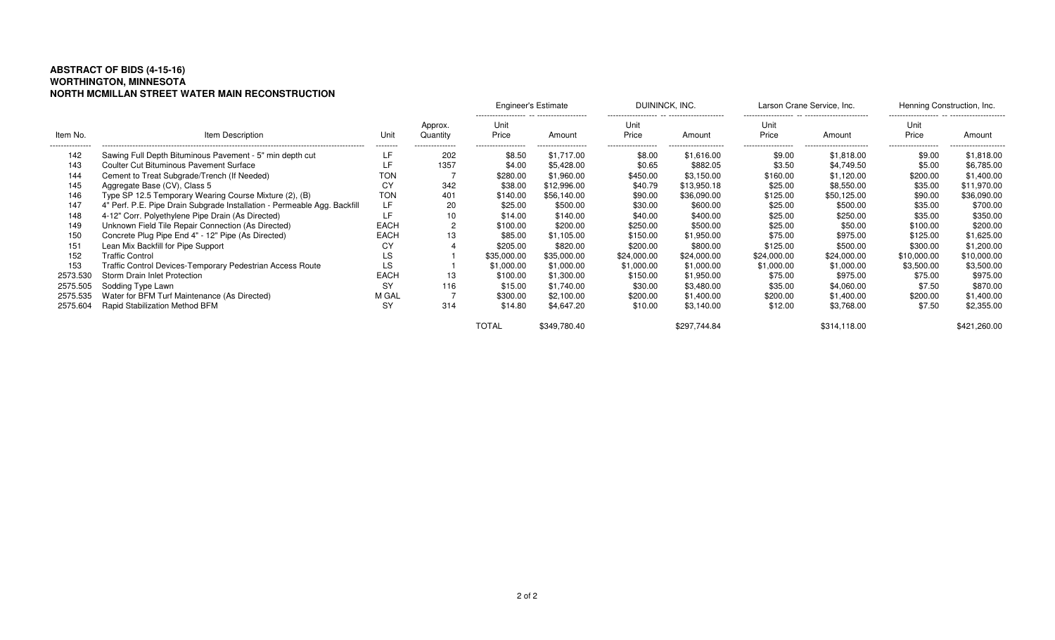**ABSTRACT OF BIDS (4-15-16)**
**WORTHINGTON, MINNESOTA**
**NORTH MCMILLAN STREET WATER MAIN RECONSTRUCTION**

| | | | | Engineer's Estimate | | DUININCK, INC. | | Larson Crane Service, Inc. | | Henning Construction, Inc. | |
|---|---|---|---|---|---|---|---|---|---|---|---|
| Item No. | Item Description | Unit | Approx. Quantity | Unit Price | Amount | Unit Price | Amount | Unit Price | Amount | Unit Price | Amount |
| 142 | Sawing Full Depth Bituminous Pavement - 5" min depth cut | LF | 202 | $8.50 | $1,717.00 | $8.00 | $1,616.00 | $9.00 | $1,818.00 | $9.00 | $1,818.00 |
| 143 | Coulter Cut Bituminous Pavement Surface | LF | 1357 | $4.00 | $5,428.00 | $0.65 | $882.05 | $3.50 | $4,749.50 | $5.00 | $6,785.00 |
| 144 | Cement to Treat Subgrade/Trench (If Needed) | TON | 7 | $280.00 | $1,960.00 | $450.00 | $3,150.00 | $160.00 | $1,120.00 | $200.00 | $1,400.00 |
| 145 | Aggregate Base (CV), Class 5 | CY | 342 | $38.00 | $12,996.00 | $40.79 | $13,950.18 | $25.00 | $8,550.00 | $35.00 | $11,970.00 |
| 146 | Type SP 12.5 Temporary Wearing Course Mixture (2), (B) | TON | 401 | $140.00 | $56,140.00 | $90.00 | $36,090.00 | $125.00 | $50,125.00 | $90.00 | $36,090.00 |
| 147 | 4" Perf. P.E. Pipe Drain Subgrade Installation - Permeable Agg. Backfill | LF | 20 | $25.00 | $500.00 | $30.00 | $600.00 | $25.00 | $500.00 | $35.00 | $700.00 |
| 148 | 4-12" Corr. Polyethylene Pipe Drain (As Directed) | LF | 10 | $14.00 | $140.00 | $40.00 | $400.00 | $25.00 | $250.00 | $35.00 | $350.00 |
| 149 | Unknown Field Tile Repair Connection (As Directed) | EACH | 2 | $100.00 | $200.00 | $250.00 | $500.00 | $25.00 | $50.00 | $100.00 | $200.00 |
| 150 | Concrete Plug Pipe End 4" - 12" Pipe (As Directed) | EACH | 13 | $85.00 | $1,105.00 | $150.00 | $1,950.00 | $75.00 | $975.00 | $125.00 | $1,625.00 |
| 151 | Lean Mix Backfill for Pipe Support | CY | 4 | $205.00 | $820.00 | $200.00 | $800.00 | $125.00 | $500.00 | $300.00 | $1,200.00 |
| 152 | Traffic Control | LS | 1 | $35,000.00 | $35,000.00 | $24,000.00 | $24,000.00 | $24,000.00 | $24,000.00 | $10,000.00 | $10,000.00 |
| 153 | Traffic Control Devices-Temporary Pedestrian Access Route | LS | 1 | $1,000.00 | $1,000.00 | $1,000.00 | $1,000.00 | $1,000.00 | $1,000.00 | $3,500.00 | $3,500.00 |
| 2573.530 | Storm Drain Inlet Protection | EACH | 13 | $100.00 | $1,300.00 | $150.00 | $1,950.00 | $75.00 | $975.00 | $75.00 | $975.00 |
| 2575.505 | Sodding Type Lawn | SY | 116 | $15.00 | $1,740.00 | $30.00 | $3,480.00 | $35.00 | $4,060.00 | $7.50 | $870.00 |
| 2575.535 | Water for BFM Turf Maintenance (As Directed) | M GAL | 7 | $300.00 | $2,100.00 | $200.00 | $1,400.00 | $200.00 | $1,400.00 | $200.00 | $1,400.00 |
| 2575.604 | Rapid Stabilization Method BFM | SY | 314 | $14.80 | $4,647.20 | $10.00 | $3,140.00 | $12.00 | $3,768.00 | $7.50 | $2,355.00 |
| | | | | TOTAL | $349,780.40 | | $297,744.84 | | $314,118.00 | | $421,260.00 |